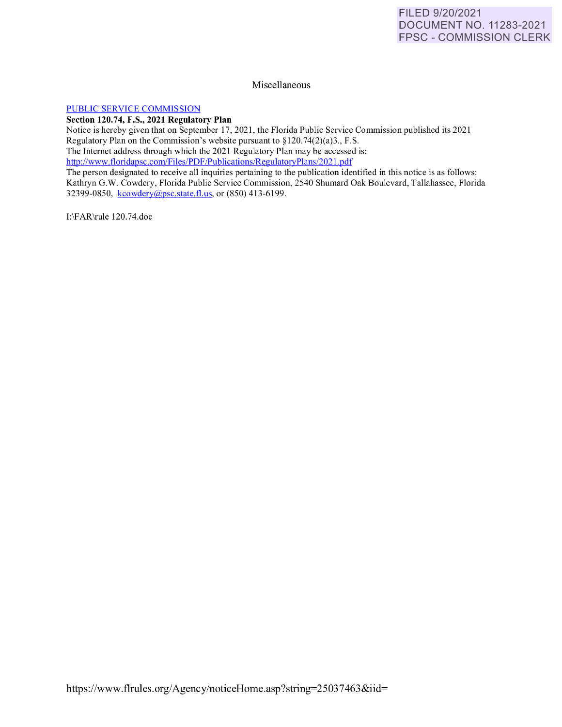FILED 9/20/2021
DOCUMENT NO. 11283-2021
FPSC - COMMISSION CLERK

Miscellaneous

[PUBLIC SERVICE COMMISSION](#)

**Section 120.74, F.S., 2021 Regulatory Plan**

Notice is hereby given that on September 17, 2021, the Florida Public Service Commission published its 2021 Regulatory Plan on the Commission's website pursuant to §120.74(2)(a)3., F.S.

The Internet address through which the 2021 Regulatory Plan may be accessed is:
http://www.floridapsc.com/Files/PDF/Publications/RegulatoryPlans/2021.pdf

The person designated to receive all inquiries pertaining to the publication identified in this notice is as follows: Kathryn G.W. Cowdery, Florida Public Service Commission, 2540 Shumard Oak Boulevard, Tallahassee, Florida 32399-0850, kcowdery@psc.state.fl.us, or (850) 413-6199.

I:\FAR\rule 120.74.doc

https://www.flrules.org/Agency/noticeHome.asp?string=25037463&iid=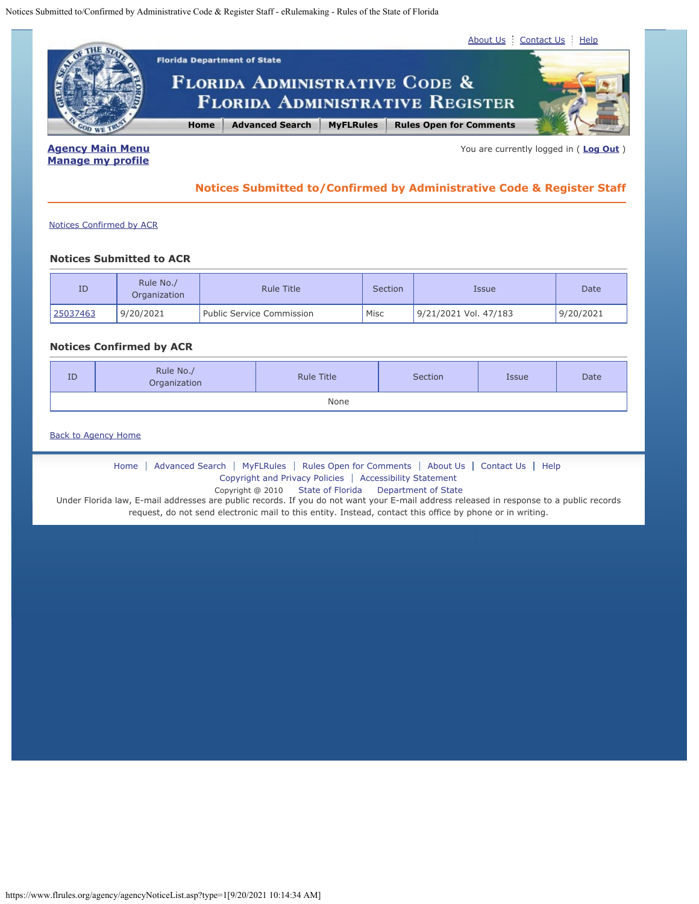About Us | Contact Us | Help

Florida Department of State

# Florida Administrative Code & Florida Administrative Register

Home | Advanced Search | MyFLRules | Rules Open for Comments

**Agency Main Menu**
**Manage my profile**

You are currently logged in ( **Log Out** )

## Notices Submitted to/Confirmed by Administrative Code & Register Staff

Notices Confirmed by ACR

### Notices Submitted to ACR

| ID | Rule No./ Organization | Rule Title | Section | Issue | Date |
|---|---|---|---|---|---|
| 25037463 | 9/20/2021 | Public Service Commission | Misc | 9/21/2021 Vol. 47/183 | 9/20/2021 |

### Notices Confirmed by ACR

| ID | Rule No./ Organization | Rule Title | Section | Issue | Date |
|---|---|---|---|---|---|
| None | | | | | |

Back to Agency Home

Home | Advanced Search | MyFLRules | Rules Open for Comments | About Us | Contact Us | Help
Copyright and Privacy Policies | Accessibility Statement
Copyright @ 2010 State of Florida Department of State
Under Florida law, E-mail addresses are public records. If you do not want your E-mail address released in response to a public records request, do not send electronic mail to this entity. Instead, contact this office by phone or in writing.